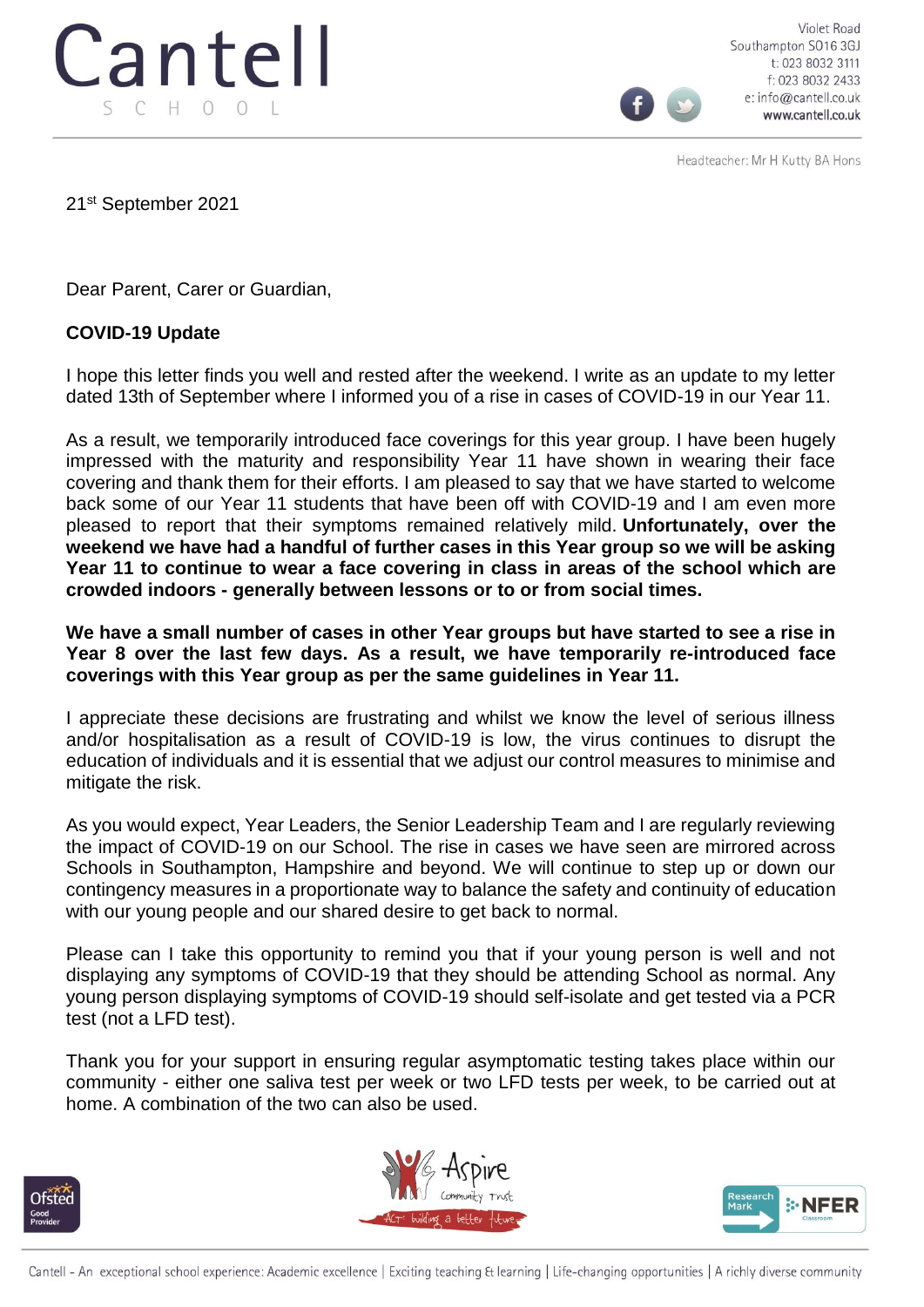# Cantell
SCHOOL

Violet Road
Southampton SO16 3GJ
t: 023 8032 3111
f: 023 8032 2433
e: info@cantell.co.uk
www.cantell.co.uk

Headteacher: Mr H Kutty BA Hons

21st September 2021

Dear Parent, Carer or Guardian,

**COVID-19 Update**

I hope this letter finds you well and rested after the weekend. I write as an update to my letter dated 13th of September where I informed you of a rise in cases of COVID-19 in our Year 11.

As a result, we temporarily introduced face coverings for this year group. I have been hugely impressed with the maturity and responsibility Year 11 have shown in wearing their face covering and thank them for their efforts. I am pleased to say that we have started to welcome back some of our Year 11 students that have been off with COVID-19 and I am even more pleased to report that their symptoms remained relatively mild. **Unfortunately, over the weekend we have had a handful of further cases in this Year group so we will be asking Year 11 to continue to wear a face covering in class in areas of the school which are crowded indoors - generally between lessons or to or from social times.**

**We have a small number of cases in other Year groups but have started to see a rise in Year 8 over the last few days. As a result, we have temporarily re-introduced face coverings with this Year group as per the same guidelines in Year 11.**

I appreciate these decisions are frustrating and whilst we know the level of serious illness and/or hospitalisation as a result of COVID-19 is low, the virus continues to disrupt the education of individuals and it is essential that we adjust our control measures to minimise and mitigate the risk.

As you would expect, Year Leaders, the Senior Leadership Team and I are regularly reviewing the impact of COVID-19 on our School. The rise in cases we have seen are mirrored across Schools in Southampton, Hampshire and beyond. We will continue to step up or down our contingency measures in a proportionate way to balance the safety and continuity of education with our young people and our shared desire to get back to normal.

Please can I take this opportunity to remind you that if your young person is well and not displaying any symptoms of COVID-19 that they should be attending School as normal. Any young person displaying symptoms of COVID-19 should self-isolate and get tested via a PCR test (not a LFD test).

Thank you for your support in ensuring regular asymptomatic testing takes place within our community - either one saliva test per week or two LFD tests per week, to be carried out at home. A combination of the two can also be used.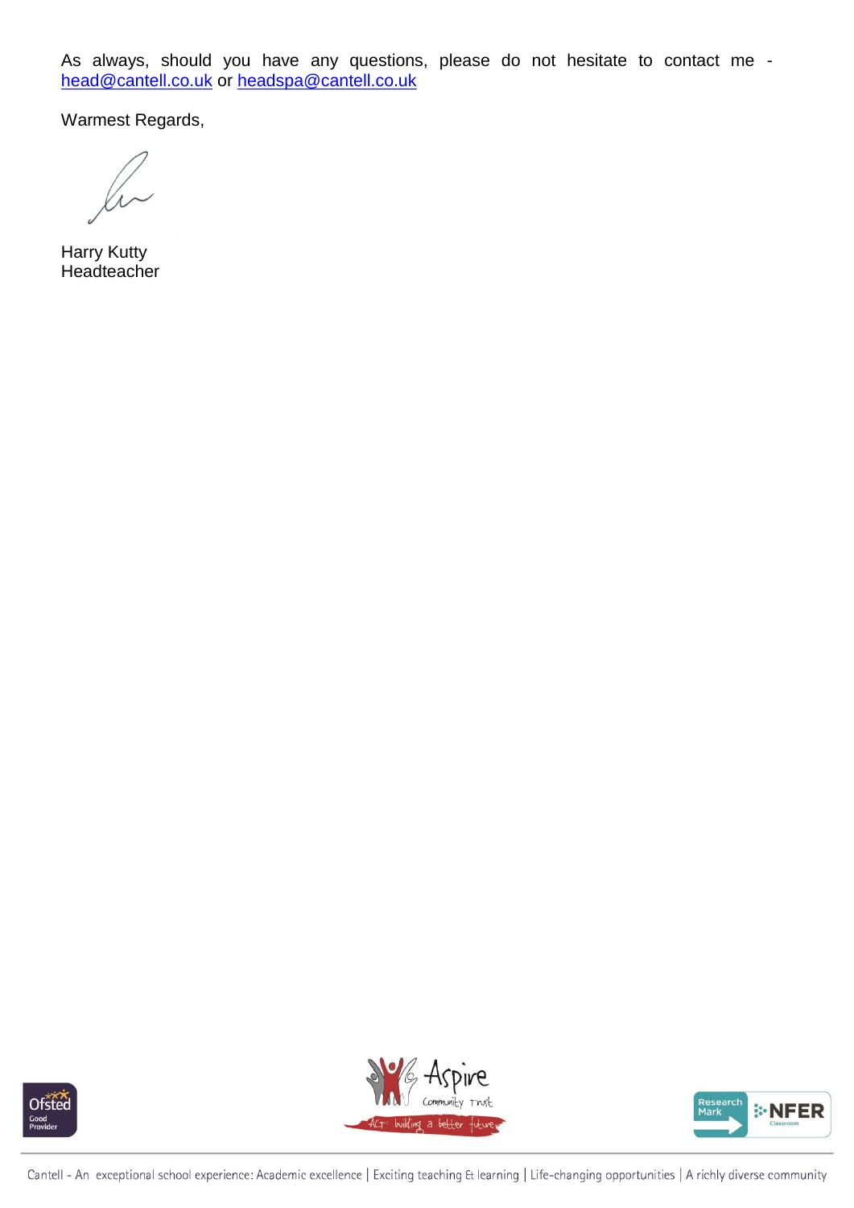As always, should you have any questions, please do not hesitate to contact me - head@cantell.co.uk or headspa@cantell.co.uk

Warmest Regards,

Harry Kutty
Headteacher